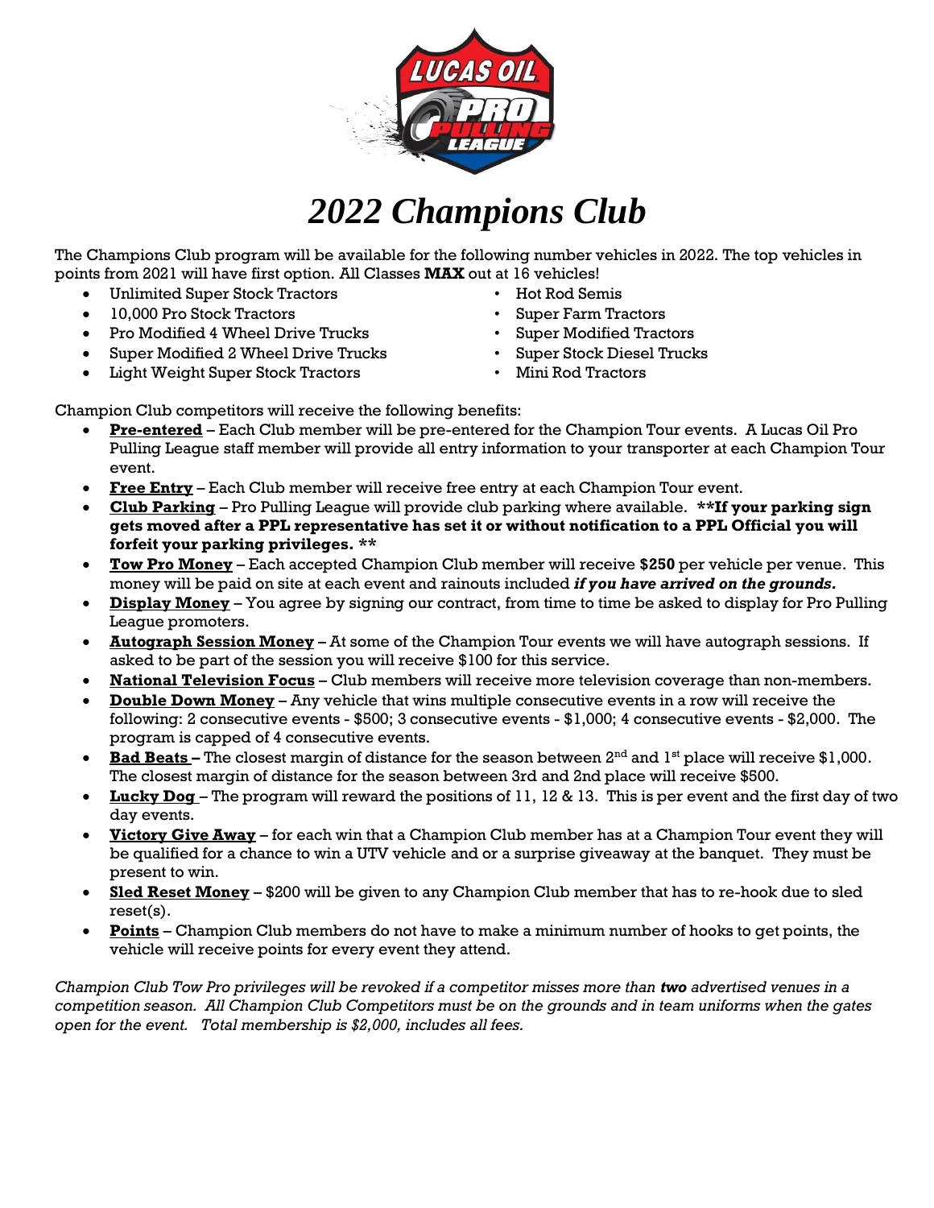# *2022 Champions Club*

The Champions Club program will be available for the following number vehicles in 2022. The top vehicles in points from 2021 will have first option. All Classes **MAX** out at 16 vehicles!

- Unlimited Super Stock Tractors
- 10,000 Pro Stock Tractors
- Pro Modified 4 Wheel Drive Trucks
- Super Modified 2 Wheel Drive Trucks
- Light Weight Super Stock Tractors
- Hot Rod Semis
- Super Farm Tractors
- Super Modified Tractors
- Super Stock Diesel Trucks
- Mini Rod Tractors

Champion Club competitors will receive the following benefits:

- **Pre-entered** – Each Club member will be pre-entered for the Champion Tour events. A Lucas Oil Pro Pulling League staff member will provide all entry information to your transporter at each Champion Tour event.
- **Free Entry** – Each Club member will receive free entry at each Champion Tour event.
- **Club Parking** – Pro Pulling League will provide club parking where available. **\*\*If your parking sign gets moved after a PPL representative has set it or without notification to a PPL Official you will forfeit your parking privileges. \*\***
- **Tow Pro Money** – Each accepted Champion Club member will receive **$250** per vehicle per venue. This money will be paid on site at each event and rainouts included ***if you have arrived on the grounds.***
- **Display Money** – You agree by signing our contract, from time to time be asked to display for Pro Pulling League promoters.
- **Autograph Session Money** – At some of the Champion Tour events we will have autograph sessions. If asked to be part of the session you will receive $100 for this service.
- **National Television Focus** – Club members will receive more television coverage than non-members.
- **Double Down Money** – Any vehicle that wins multiple consecutive events in a row will receive the following: 2 consecutive events - $500; 3 consecutive events - $1,000; 4 consecutive events - $2,000. The program is capped of 4 consecutive events.
- **Bad Beats** – The closest margin of distance for the season between 2nd and 1st place will receive $1,000. The closest margin of distance for the season between 3rd and 2nd place will receive $500.
- **Lucky Dog** – The program will reward the positions of 11, 12 & 13. This is per event and the first day of two day events.
- **Victory Give Away** – for each win that a Champion Club member has at a Champion Tour event they will be qualified for a chance to win a UTV vehicle and or a surprise giveaway at the banquet. They must be present to win.
- **Sled Reset Money** – $200 will be given to any Champion Club member that has to re-hook due to sled reset(s).
- **Points** – Champion Club members do not have to make a minimum number of hooks to get points, the vehicle will receive points for every event they attend.

*Champion Club Tow Pro privileges will be revoked if a competitor misses more than* ***two*** *advertised venues in a competition season. All Champion Club Competitors must be on the grounds and in team uniforms when the gates open for the event. Total membership is $2,000, includes all fees.*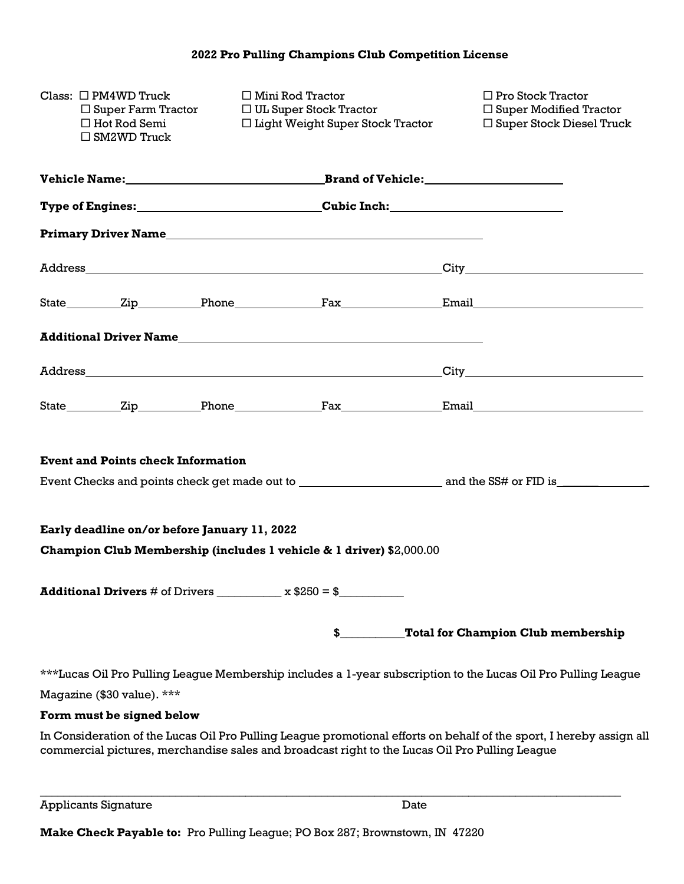**2022 Pro Pulling Champions Club Competition License**

Class:
- ☐ PM4WD Truck
- ☐ Super Farm Tractor
- ☐ Hot Rod Semi
- ☐ SM2WD Truck
- ☐ Mini Rod Tractor
- ☐ UL Super Stock Tractor
- ☐ Light Weight Super Stock Tractor
- ☐ Pro Stock Tractor
- ☐ Super Modified Tractor
- ☐ Super Stock Diesel Truck

**Vehicle Name:**________________________________ **Brand of Vehicle:**________________________

**Type of Engines:**______________________________ **Cubic Inch:**____________________________

**Primary Driver Name**____________________________________________________________

Address____________________________________________________________ City______________________________

State_________ Zip__________ Phone______________ Fax________________ Email______________________________

**Additional Driver Name**__________________________________________________________

Address____________________________________________________________ City______________________________

State_________ Zip__________ Phone______________ Fax________________ Email______________________________

**Event and Points check Information**

Event Checks and points check get made out to ________________________ and the SS# or FID is________________

**Early deadline on/or before January 11, 2022**

**Champion Club Membership (includes 1 vehicle & 1 driver)** $2,000.00

**Additional Drivers** # of Drivers ___________ x $250 = $___________

**$**___________**Total for Champion Club membership**

***Lucas Oil Pro Pulling League Membership includes a 1-year subscription to the Lucas Oil Pro Pulling League Magazine ($30 value). ***

**Form must be signed below**

In Consideration of the Lucas Oil Pro Pulling League promotional efforts on behalf of the sport, I hereby assign all commercial pictures, merchandise sales and broadcast right to the Lucas Oil Pro Pulling League

___________________________________________________________________________________________

Applicants Signature                                                            Date

**Make Check Payable to:** Pro Pulling League; PO Box 287; Brownstown, IN 47220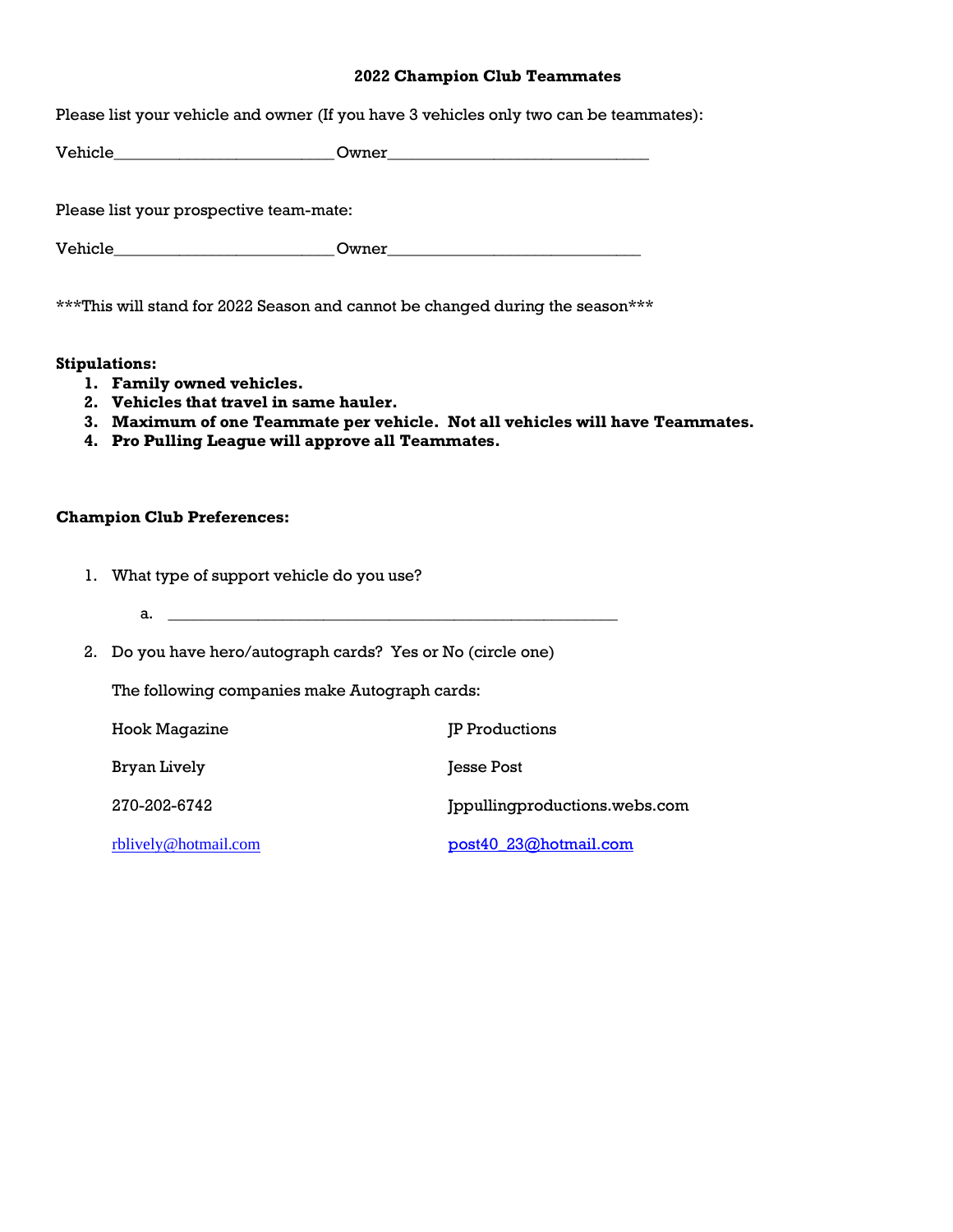# 2022 Champion Club Teammates

Please list your vehicle and owner (If you have 3 vehicles only two can be teammates):

Vehicle__________________________Owner______________________________

Please list your prospective team-mate:

Vehicle__________________________Owner_____________________________

***This will stand for 2022 Season and cannot be changed during the season***

**Stipulations:**

1. **Family owned vehicles.**
2. **Vehicles that travel in same hauler.**
3. **Maximum of one Teammate per vehicle. Not all vehicles will have Teammates.**
4. **Pro Pulling League will approve all Teammates.**

**Champion Club Preferences:**

1. What type of support vehicle do you use?
   a. ____________________________________________________
2. Do you have hero/autograph cards? Yes or No (circle one)

   The following companies make Autograph cards:

| | |
|---|---|
| Hook Magazine | JP Productions |
| Bryan Lively | Jesse Post |
| 270-202-6742 | Jppullingproductions.webs.com |
| rblively@hotmail.com | post40_23@hotmail.com |